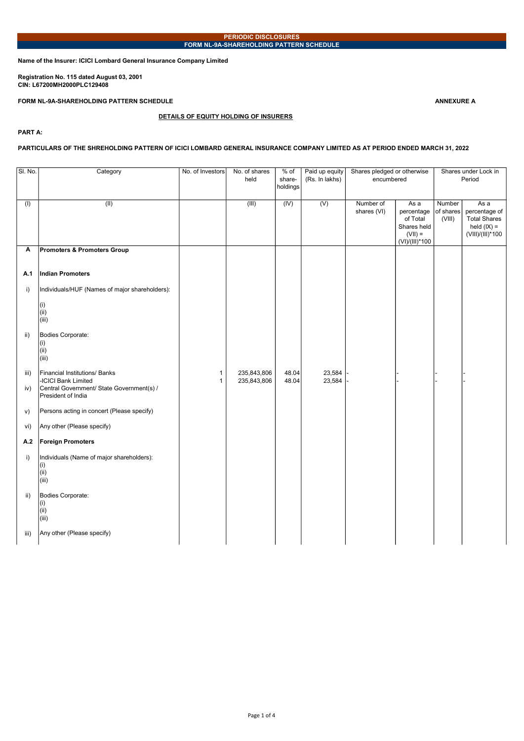**PERIODIC DISCLOSURES**

**FORM NL-9A-SHAREHOLDING PATTERN SCHEDULE**

**Name of the Insurer: ICICI Lombard General Insurance Company Limited**

**Registration No. 115 dated August 03, 2001**
**CIN: L67200MH2000PLC129408**

**FORM NL-9A-SHAREHOLDING PATTERN SCHEDULE** **ANNEXURE A**

**DETAILS OF EQUITY HOLDING OF INSURERS**

**PART A:**

**PARTICULARS OF THE SHREHOLDING PATTERN OF ICICI LOMBARD GENERAL INSURANCE COMPANY LIMITED AS AT PERIOD ENDED MARCH 31, 2022**

| Sl. No. | Category | No. of Investors | No. of shares held | % of share-holdings | Paid up equity (Rs. In lakhs) | Shares pledged or otherwise encumbered | | Shares under Lock in Period | |
|---|---|---|---|---|---|---|---|---|---|
| (I) | (II) | | (III) | (IV) | (V) | Number of shares (VI) | As a percentage of Total Shares held (VII) = (VI)/(III)*100 | Number of shares (VIII) | As a percentage of Total Shares held (IX) = (VIII)/(III)*100 |
| **A** | **Promoters & Promoters Group** | | | | | | | | |
| **A.1** | **Indian Promoters** | | | | | | | | |
| i) | Individuals/HUF (Names of major shareholders):<br>(i)<br>(ii)<br>(iii) | | | | | | | | |
| ii) | Bodies Corporate:<br>(i)<br>(ii)<br>(iii) | | | | | | | | |
| iii) | Financial Institutions/ Banks | 1 | 235,843,806 | 48.04 | 23,584 | - | - | - | - |
| | -ICICI Bank Limited | 1 | 235,843,806 | 48.04 | 23,584 | - | - | - | - |
| iv) | Central Government/ State Government(s) / President of India | | | | | | | | |
| v) | Persons acting in concert (Please specify) | | | | | | | | |
| vi) | Any other (Please specify) | | | | | | | | |
| **A.2** | **Foreign Promoters** | | | | | | | | |
| i) | Individuals (Name of major shareholders):<br>(i)<br>(ii)<br>(iii) | | | | | | | | |
| ii) | Bodies Corporate:<br>(i)<br>(ii)<br>(iii) | | | | | | | | |
| iii) | Any other (Please specify) | | | | | | | | |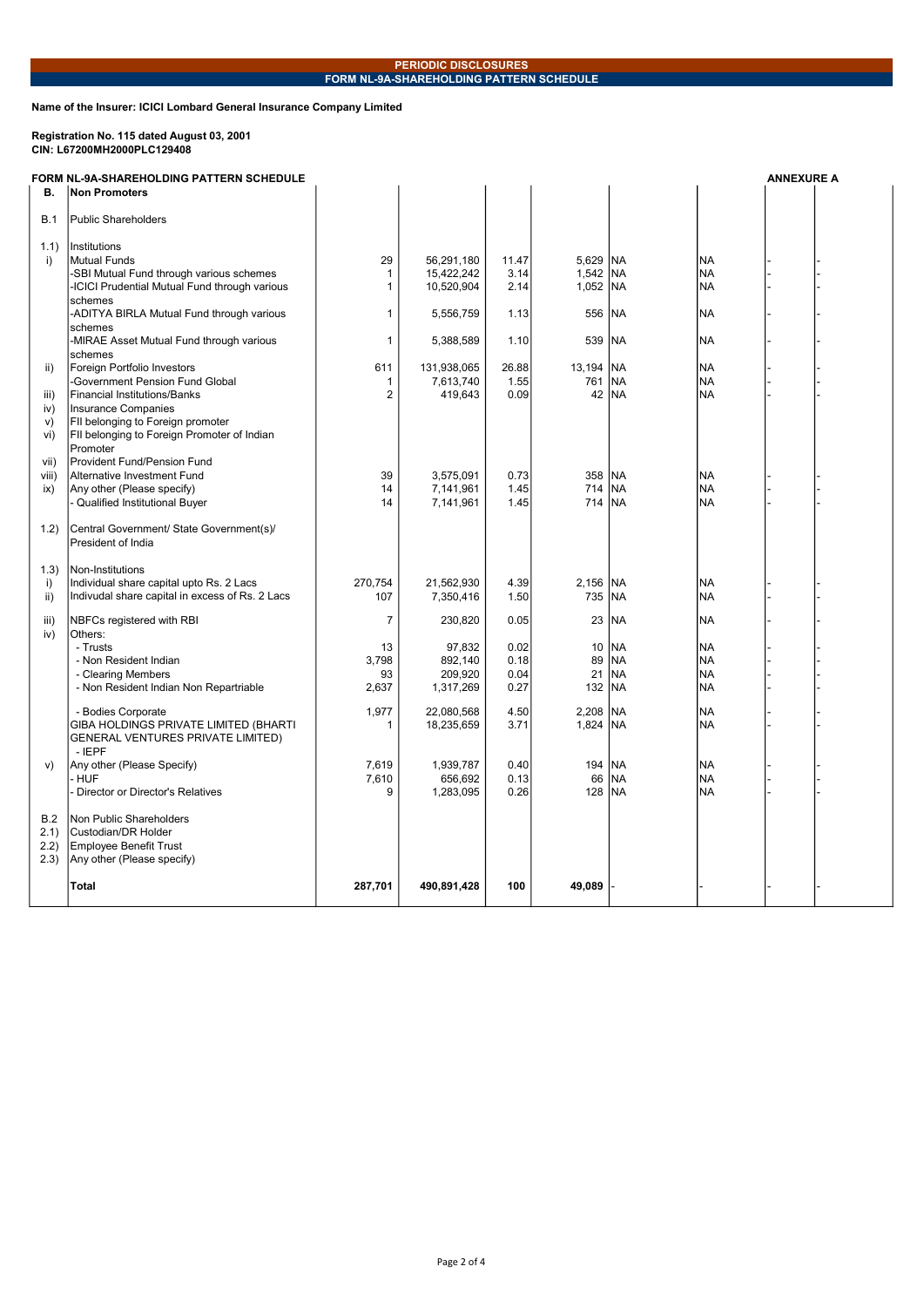## PERIODIC DISCLOSURES

## FORM NL-9A-SHAREHOLDING PATTERN SCHEDULE

**Name of the Insurer: ICICI Lombard General Insurance Company Limited**

**Registration No. 115 dated August 03, 2001**
**CIN: L67200MH2000PLC129408**

**FORM NL-9A-SHAREHOLDING PATTERN SCHEDULE** **ANNEXURE A**

| B. | **Non Promoters** | | | | | | | | |
|---|---|---|---|---|---|---|---|---|---|
| B.1 | Public Shareholders | | | | | | | | |
| 1.1) | Institutions | | | | | | | | |
| i) | Mutual Funds | 29 | 56,291,180 | 11.47 | 5,629 | NA | NA | - | - |
| | -SBI Mutual Fund through various schemes | 1 | 15,422,242 | 3.14 | 1,542 | NA | NA | - | - |
| | -ICICI Prudential Mutual Fund through various schemes | 1 | 10,520,904 | 2.14 | 1,052 | NA | NA | - | - |
| | -ADITYA BIRLA Mutual Fund through various schemes | 1 | 5,556,759 | 1.13 | 556 | NA | NA | - | - |
| | -MIRAE Asset Mutual Fund through various schemes | 1 | 5,388,589 | 1.10 | 539 | NA | NA | - | - |
| ii) | Foreign Portfolio Investors | 611 | 131,938,065 | 26.88 | 13,194 | NA | NA | - | - |
| | -Government Pension Fund Global | 1 | 7,613,740 | 1.55 | 761 | NA | NA | - | - |
| iii) | Financial Institutions/Banks | 2 | 419,643 | 0.09 | 42 | NA | NA | - | - |
| iv) | Insurance Companies | | | | | | | | |
| v) | FII belonging to Foreign promoter | | | | | | | | |
| vi) | FII belonging to Foreign Promoter of Indian Promoter | | | | | | | | |
| vii) | Provident Fund/Pension Fund | | | | | | | | |
| viii) | Alternative Investment Fund | 39 | 3,575,091 | 0.73 | 358 | NA | NA | - | - |
| ix) | Any other (Please specify) | 14 | 7,141,961 | 1.45 | 714 | NA | NA | - | - |
| | - Qualified Institutional Buyer | 14 | 7,141,961 | 1.45 | 714 | NA | NA | - | - |
| 1.2) | Central Government/ State Government(s)/ President of India | | | | | | | | |
| 1.3) | Non-Institutions | | | | | | | | |
| i) | Individual share capital upto Rs. 2 Lacs | 270,754 | 21,562,930 | 4.39 | 2,156 | NA | NA | - | - |
| ii) | Indivudal share capital in excess of Rs. 2 Lacs | 107 | 7,350,416 | 1.50 | 735 | NA | NA | - | - |
| iii) | NBFCs registered with RBI | 7 | 230,820 | 0.05 | 23 | NA | NA | - | - |
| iv) | Others: | | | | | | | | |
| | - Trusts | 13 | 97,832 | 0.02 | 10 | NA | NA | - | - |
| | - Non Resident Indian | 3,798 | 892,140 | 0.18 | 89 | NA | NA | - | - |
| | - Clearing Members | 93 | 209,920 | 0.04 | 21 | NA | NA | - | - |
| | - Non Resident Indian Non Repartriable | 2,637 | 1,317,269 | 0.27 | 132 | NA | NA | - | - |
| | - Bodies Corporate | 1,977 | 22,080,568 | 4.50 | 2,208 | NA | NA | - | - |
| | GIBA HOLDINGS PRIVATE LIMITED (BHARTI GENERAL VENTURES PRIVATE LIMITED) | 1 | 18,235,659 | 3.71 | 1,824 | NA | NA | - | - |
| | - IEPF | | | | | | | | |
| v) | Any other (Please Specify) | 7,619 | 1,939,787 | 0.40 | 194 | NA | NA | - | - |
| | - HUF | 7,610 | 656,692 | 0.13 | 66 | NA | NA | - | - |
| | - Director or Director's Relatives | 9 | 1,283,095 | 0.26 | 128 | NA | NA | - | - |
| B.2 | Non Public Shareholders | | | | | | | | |
| 2.1) | Custodian/DR Holder | | | | | | | | |
| 2.2) | Employee Benefit Trust | | | | | | | | |
| 2.3) | Any other (Please specify) | | | | | | | | |
| | **Total** | **287,701** | **490,891,428** | **100** | **49,089** | - | - | - | - |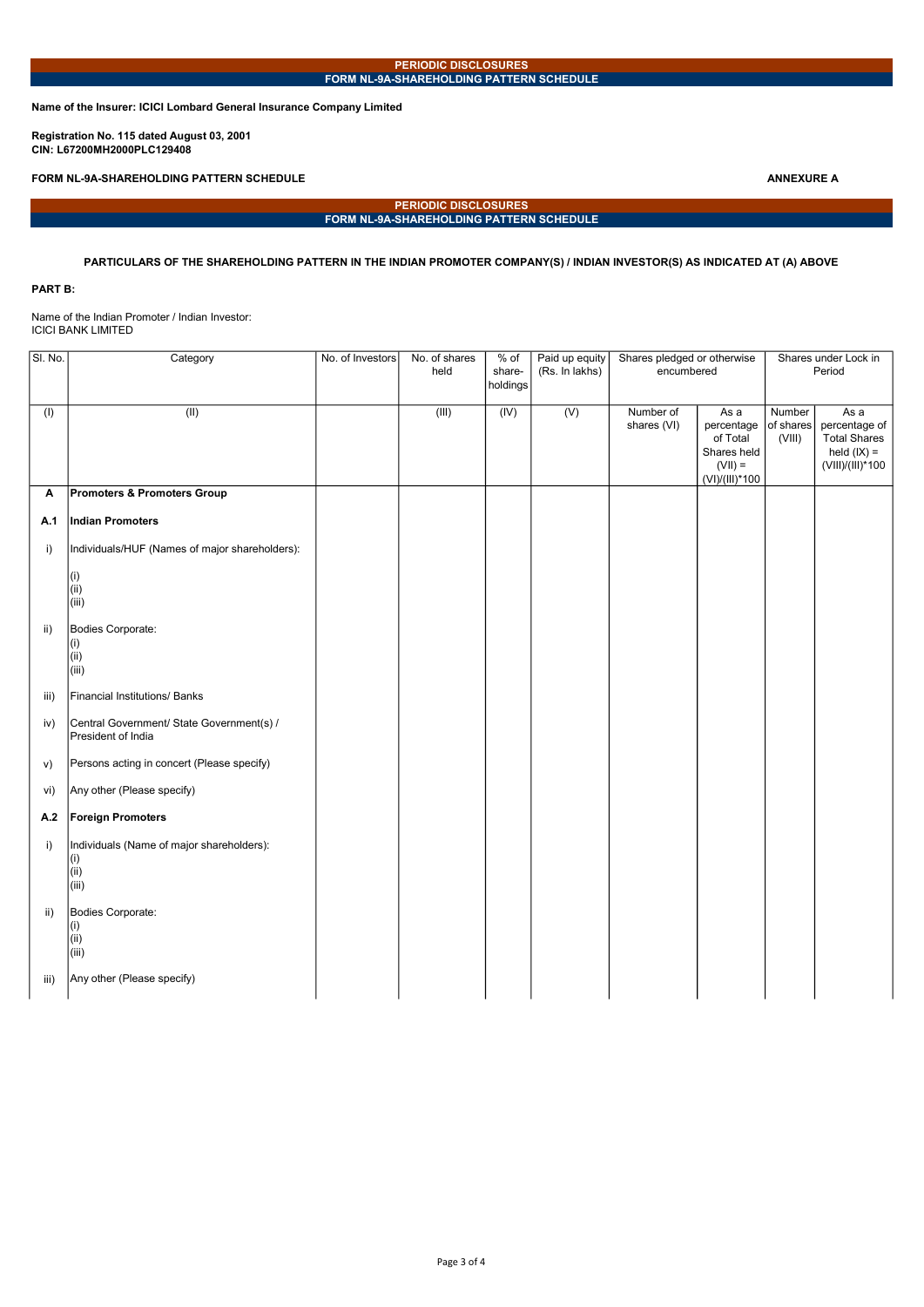**PERIODIC DISCLOSURES**
**FORM NL-9A-SHAREHOLDING PATTERN SCHEDULE**

**Name of the Insurer: ICICI Lombard General Insurance Company Limited**

**Registration No. 115 dated August 03, 2001**
**CIN: L67200MH2000PLC129408**

**FORM NL-9A-SHAREHOLDING PATTERN SCHEDULE** **ANNEXURE A**

**PERIODIC DISCLOSURES**
**FORM NL-9A-SHAREHOLDING PATTERN SCHEDULE**

**PARTICULARS OF THE SHAREHOLDING PATTERN IN THE INDIAN PROMOTER COMPANY(S) / INDIAN INVESTOR(S) AS INDICATED AT (A) ABOVE**

**PART B:**

Name of the Indian Promoter / Indian Investor:
ICICI BANK LIMITED

| Sl. No. | Category | No. of Investors | No. of shares held | % of share-holdings | Paid up equity (Rs. In lakhs) | Shares pledged or otherwise encumbered | | Shares under Lock in Period | |
|---|---|---|---|---|---|---|---|---|---|
| (I) | (II) | | (III) | (IV) | (V) | Number of shares (VI) | As a percentage of Total Shares held (VII) = (VI)/(III)*100 | Number of shares (VIII) | As a percentage of Total Shares held (IX) = (VIII)/(III)*100 |
| **A** | **Promoters & Promoters Group** | | | | | | | | |
| **A.1** | **Indian Promoters** | | | | | | | | |
| i) | Individuals/HUF (Names of major shareholders): | | | | | | | | |
| | (i)<br>(ii)<br>(iii) | | | | | | | | |
| ii) | Bodies Corporate:<br>(i)<br>(ii)<br>(iii) | | | | | | | | |
| iii) | Financial Institutions/ Banks | | | | | | | | |
| iv) | Central Government/ State Government(s) / President of India | | | | | | | | |
| v) | Persons acting in concert (Please specify) | | | | | | | | |
| vi) | Any other (Please specify) | | | | | | | | |
| **A.2** | **Foreign Promoters** | | | | | | | | |
| i) | Individuals (Name of major shareholders):<br>(i)<br>(ii)<br>(iii) | | | | | | | | |
| ii) | Bodies Corporate:<br>(i)<br>(ii)<br>(iii) | | | | | | | | |
| iii) | Any other (Please specify) | | | | | | | | |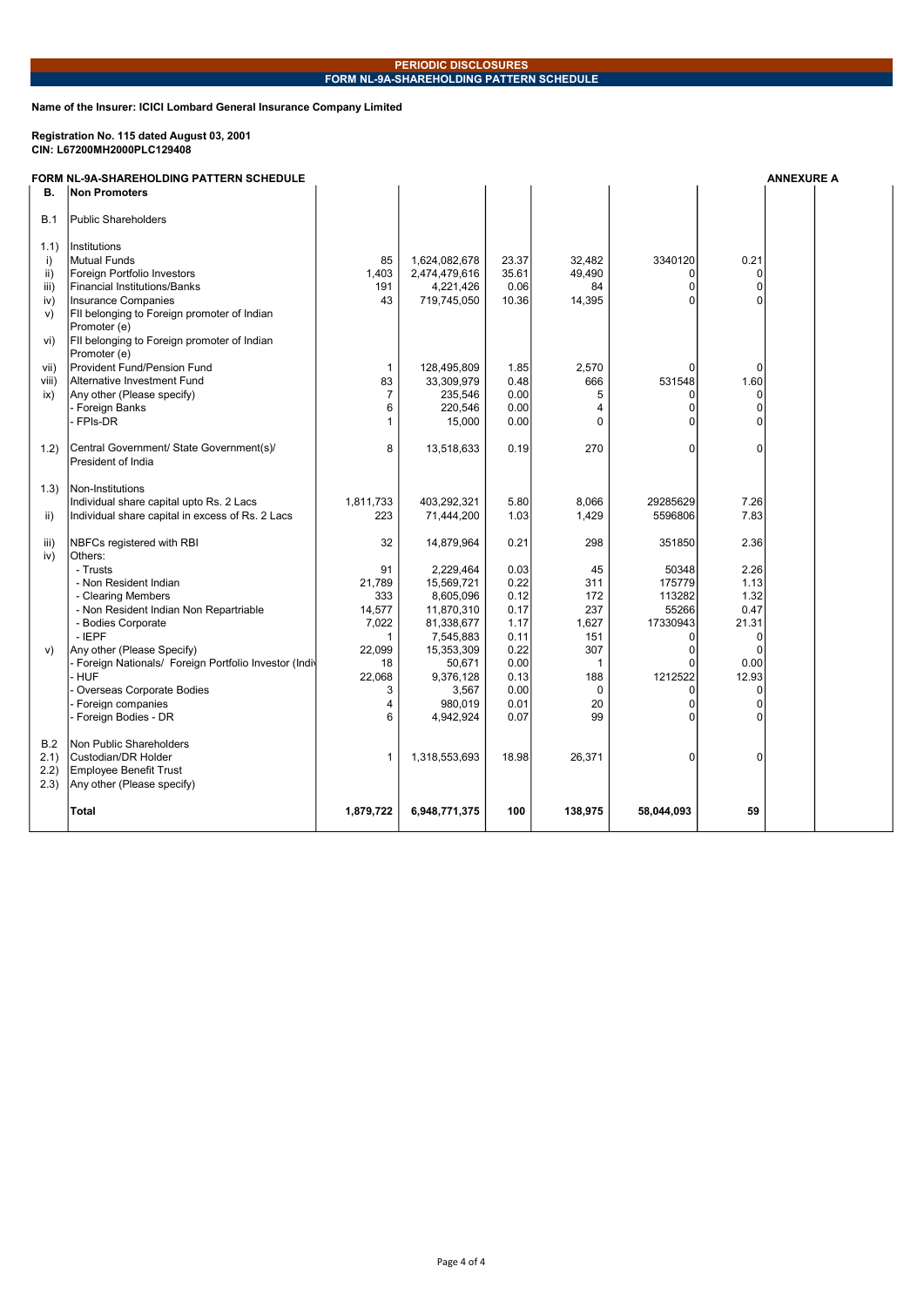**PERIODIC DISCLOSURES**

**FORM NL-9A-SHAREHOLDING PATTERN SCHEDULE**

**Name of the Insurer: ICICI Lombard General Insurance Company Limited**

**Registration No. 115 dated August 03, 2001**
**CIN: L67200MH2000PLC129408**

**FORM NL-9A-SHAREHOLDING PATTERN SCHEDULE** **ANNEXURE A**

| | | | | | | | | | |
|---|---|---|---|---|---|---|---|---|---|
| **B.** | **Non Promoters** | | | | | | | | |
| B.1 | Public Shareholders | | | | | | | | |
| 1.1) | Institutions | | | | | | | | |
| i) | Mutual Funds | 85 | 1,624,082,678 | 23.37 | 32,482 | 3340120 | 0.21 | | |
| ii) | Foreign Portfolio Investors | 1,403 | 2,474,479,616 | 35.61 | 49,490 | 0 | 0 | | |
| iii) | Financial Institutions/Banks | 191 | 4,221,426 | 0.06 | 84 | 0 | 0 | | |
| iv) | Insurance Companies | 43 | 719,745,050 | 10.36 | 14,395 | 0 | 0 | | |
| v) | FII belonging to Foreign promoter of Indian Promoter (e) | | | | | | | | |
| vi) | FII belonging to Foreign promoter of Indian Promoter (e) | | | | | | | | |
| vii) | Provident Fund/Pension Fund | 1 | 128,495,809 | 1.85 | 2,570 | 0 | 0 | | |
| viii) | Alternative Investment Fund | 83 | 33,309,979 | 0.48 | 666 | 531548 | 1.60 | | |
| ix) | Any other (Please specify) | 7 | 235,546 | 0.00 | 5 | 0 | 0 | | |
| | - Foreign Banks | 6 | 220,546 | 0.00 | 4 | 0 | 0 | | |
| | - FPIs-DR | 1 | 15,000 | 0.00 | 0 | 0 | 0 | | |
| 1.2) | Central Government/ State Government(s)/ President of India | 8 | 13,518,633 | 0.19 | 270 | 0 | 0 | | |
| 1.3) | Non-Institutions | | | | | | | | |
| | Individual share capital upto Rs. 2 Lacs | 1,811,733 | 403,292,321 | 5.80 | 8,066 | 29285629 | 7.26 | | |
| ii) | Individual share capital in excess of Rs. 2 Lacs | 223 | 71,444,200 | 1.03 | 1,429 | 5596806 | 7.83 | | |
| iii) | NBFCs registered with RBI | 32 | 14,879,964 | 0.21 | 298 | 351850 | 2.36 | | |
| iv) | Others: | | | | | | | | |
| | - Trusts | 91 | 2,229,464 | 0.03 | 45 | 50348 | 2.26 | | |
| | - Non Resident Indian | 21,789 | 15,569,721 | 0.22 | 311 | 175779 | 1.13 | | |
| | - Clearing Members | 333 | 8,605,096 | 0.12 | 172 | 113282 | 1.32 | | |
| | - Non Resident Indian Non Repartriable | 14,577 | 11,870,310 | 0.17 | 237 | 55266 | 0.47 | | |
| | - Bodies Corporate | 7,022 | 81,338,677 | 1.17 | 1,627 | 17330943 | 21.31 | | |
| | - IEPF | 1 | 7,545,883 | 0.11 | 151 | 0 | 0 | | |
| v) | Any other (Please Specify) | 22,099 | 15,353,309 | 0.22 | 307 | 0 | 0 | | |
| | - Foreign Nationals/ Foreign Portfolio Investor (Indiv | 18 | 50,671 | 0.00 | 1 | 0 | 0.00 | | |
| | - HUF | 22,068 | 9,376,128 | 0.13 | 188 | 1212522 | 12.93 | | |
| | - Overseas Corporate Bodies | 3 | 3,567 | 0.00 | 0 | 0 | 0 | | |
| | - Foreign companies | 4 | 980,019 | 0.01 | 20 | 0 | 0 | | |
| | - Foreign Bodies - DR | 6 | 4,942,924 | 0.07 | 99 | 0 | 0 | | |
| B.2 | Non Public Shareholders | | | | | | | | |
| 2.1) | Custodian/DR Holder | 1 | 1,318,553,693 | 18.98 | 26,371 | 0 | 0 | | |
| 2.2) | Employee Benefit Trust | | | | | | | | |
| 2.3) | Any other (Please specify) | | | | | | | | |
| | **Total** | **1,879,722** | **6,948,771,375** | **100** | **138,975** | **58,044,093** | **59** | | |